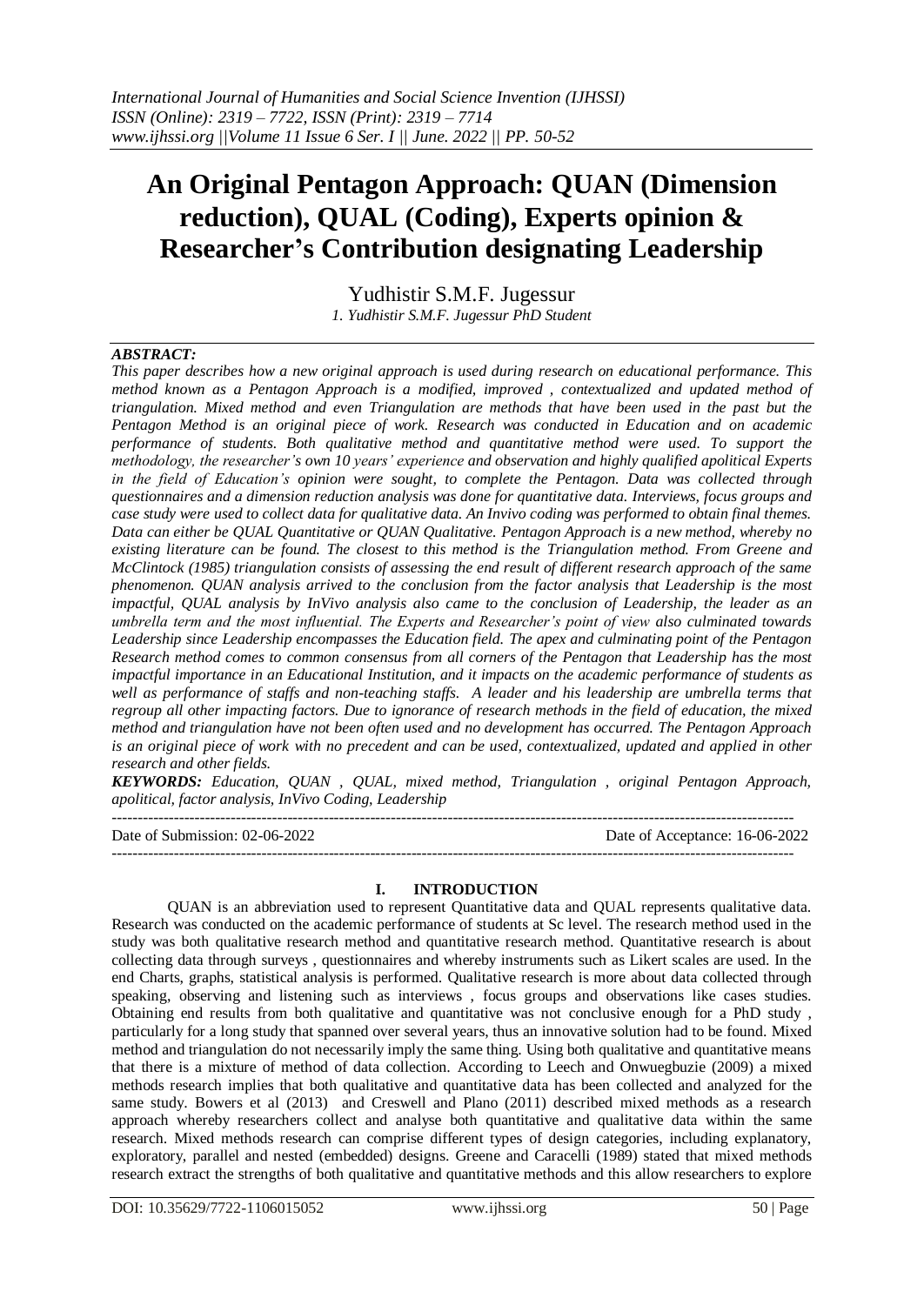# An Original Pentagon Approach: QUAN (Dimension reduction), QUAL (Coding), Experts opinion & Researcher's Contribution designating Leadership

Yudhistir S.M.F. Jugessur

*1. Yudhistir S.M.F. Jugessur PhD Student*

***ABSTRACT:***

*This paper describes how a new original approach is used during research on educational performance. This method known as a Pentagon Approach is a modified, improved , contextualized and updated method of triangulation. Mixed method and even Triangulation are methods that have been used in the past but the Pentagon Method is an original piece of work. Research was conducted in Education and on academic performance of students. Both qualitative method and quantitative method were used. To support the methodology, the researcher's own 10 years' experience and observation and highly qualified apolitical Experts in the field of Education's opinion were sought, to complete the Pentagon. Data was collected through questionnaires and a dimension reduction analysis was done for quantitative data. Interviews, focus groups and case study were used to collect data for qualitative data. An Invivo coding was performed to obtain final themes. Data can either be QUAL Quantitative or QUAN Qualitative. Pentagon Approach is a new method, whereby no existing literature can be found. The closest to this method is the Triangulation method. From Greene and McClintock (1985) triangulation consists of assessing the end result of different research approach of the same phenomenon. QUAN analysis arrived to the conclusion from the factor analysis that Leadership is the most impactful, QUAL analysis by InVivo analysis also came to the conclusion of Leadership, the leader as an umbrella term and the most influential. The Experts and Researcher's point of view also culminated towards Leadership since Leadership encompasses the Education field. The apex and culminating point of the Pentagon Research method comes to common consensus from all corners of the Pentagon that Leadership has the most impactful importance in an Educational Institution, and it impacts on the academic performance of students as well as performance of staffs and non-teaching staffs. A leader and his leadership are umbrella terms that regroup all other impacting factors. Due to ignorance of research methods in the field of education, the mixed method and triangulation have not been often used and no development has occurred. The Pentagon Approach is an original piece of work with no precedent and can be used, contextualized, updated and applied in other research and other fields.*

***KEYWORDS:*** *Education, QUAN , QUAL, mixed method, Triangulation , original Pentagon Approach, apolitical, factor analysis, InVivo Coding, Leadership*

---

Date of Submission: 02-06-2022 Date of Acceptance: 16-06-2022

---

## I. INTRODUCTION

QUAN is an abbreviation used to represent Quantitative data and QUAL represents qualitative data. Research was conducted on the academic performance of students at Sc level. The research method used in the study was both qualitative research method and quantitative research method. Quantitative research is about collecting data through surveys , questionnaires and whereby instruments such as Likert scales are used. In the end Charts, graphs, statistical analysis is performed. Qualitative research is more about data collected through speaking, observing and listening such as interviews , focus groups and observations like cases studies. Obtaining end results from both qualitative and quantitative was not conclusive enough for a PhD study , particularly for a long study that spanned over several years, thus an innovative solution had to be found. Mixed method and triangulation do not necessarily imply the same thing. Using both qualitative and quantitative means that there is a mixture of method of data collection. According to Leech and Onwuegbuzie (2009) a mixed methods research implies that both qualitative and quantitative data has been collected and analyzed for the same study. Bowers et al (2013) and Creswell and Plano (2011) described mixed methods as a research approach whereby researchers collect and analyse both quantitative and qualitative data within the same research. Mixed methods research can comprise different types of design categories, including explanatory, exploratory, parallel and nested (embedded) designs. Greene and Caracelli (1989) stated that mixed methods research extract the strengths of both qualitative and quantitative methods and this allow researchers to explore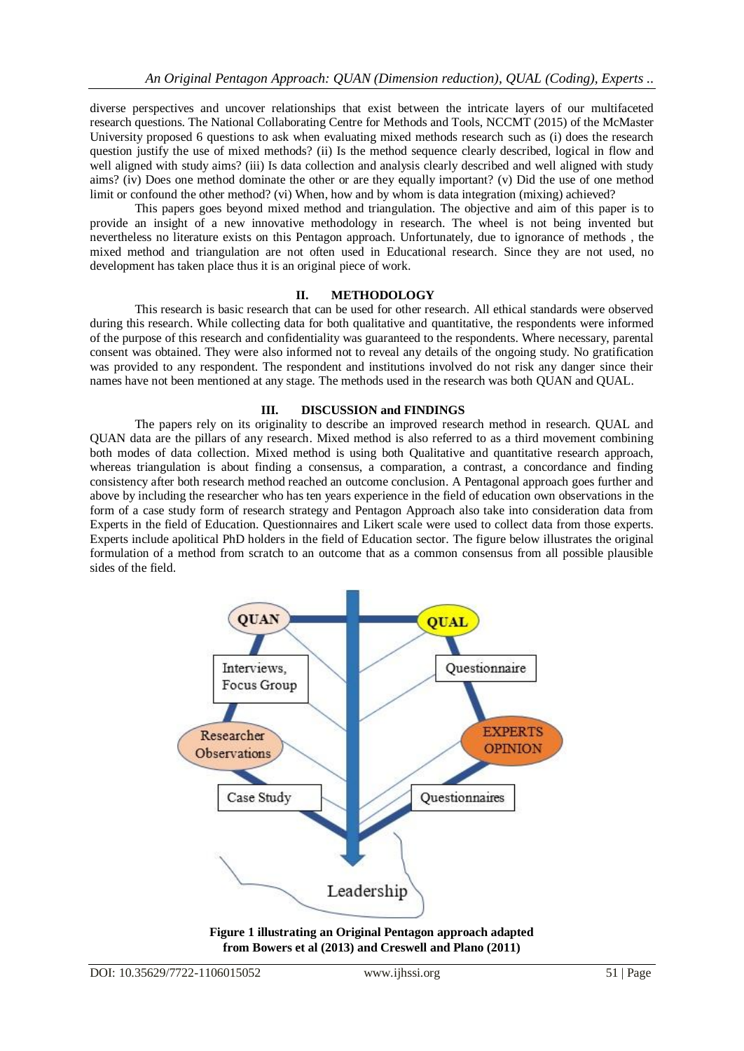diverse perspectives and uncover relationships that exist between the intricate layers of our multifaceted research questions. The National Collaborating Centre for Methods and Tools, NCCMT (2015) of the McMaster University proposed 6 questions to ask when evaluating mixed methods research such as (i) does the research question justify the use of mixed methods? (ii) Is the method sequence clearly described, logical in flow and well aligned with study aims? (iii) Is data collection and analysis clearly described and well aligned with study aims? (iv) Does one method dominate the other or are they equally important? (v) Did the use of one method limit or confound the other method? (vi) When, how and by whom is data integration (mixing) achieved?

This papers goes beyond mixed method and triangulation. The objective and aim of this paper is to provide an insight of a new innovative methodology in research. The wheel is not being invented but nevertheless no literature exists on this Pentagon approach. Unfortunately, due to ignorance of methods , the mixed method and triangulation are not often used in Educational research. Since they are not used, no development has taken place thus it is an original piece of work.

## II. METHODOLOGY

This research is basic research that can be used for other research. All ethical standards were observed during this research. While collecting data for both qualitative and quantitative, the respondents were informed of the purpose of this research and confidentiality was guaranteed to the respondents. Where necessary, parental consent was obtained. They were also informed not to reveal any details of the ongoing study. No gratification was provided to any respondent. The respondent and institutions involved do not risk any danger since their names have not been mentioned at any stage. The methods used in the research was both QUAN and QUAL.

## III. DISCUSSION and FINDINGS

The papers rely on its originality to describe an improved research method in research. QUAL and QUAN data are the pillars of any research. Mixed method is also referred to as a third movement combining both modes of data collection. Mixed method is using both Qualitative and quantitative research approach, whereas triangulation is about finding a consensus, a comparation, a contrast, a concordance and finding consistency after both research method reached an outcome conclusion. A Pentagonal approach goes further and above by including the researcher who has ten years experience in the field of education own observations in the form of a case study form of research strategy and Pentagon Approach also take into consideration data from Experts in the field of Education. Questionnaires and Likert scale were used to collect data from those experts. Experts include apolitical PhD holders in the field of Education sector. The figure below illustrates the original formulation of a method from scratch to an outcome that as a common consensus from all possible plausible sides of the field.

**Figure 1 illustrating an Original Pentagon approach adapted from Bowers et al (2013) and Creswell and Plano (2011)**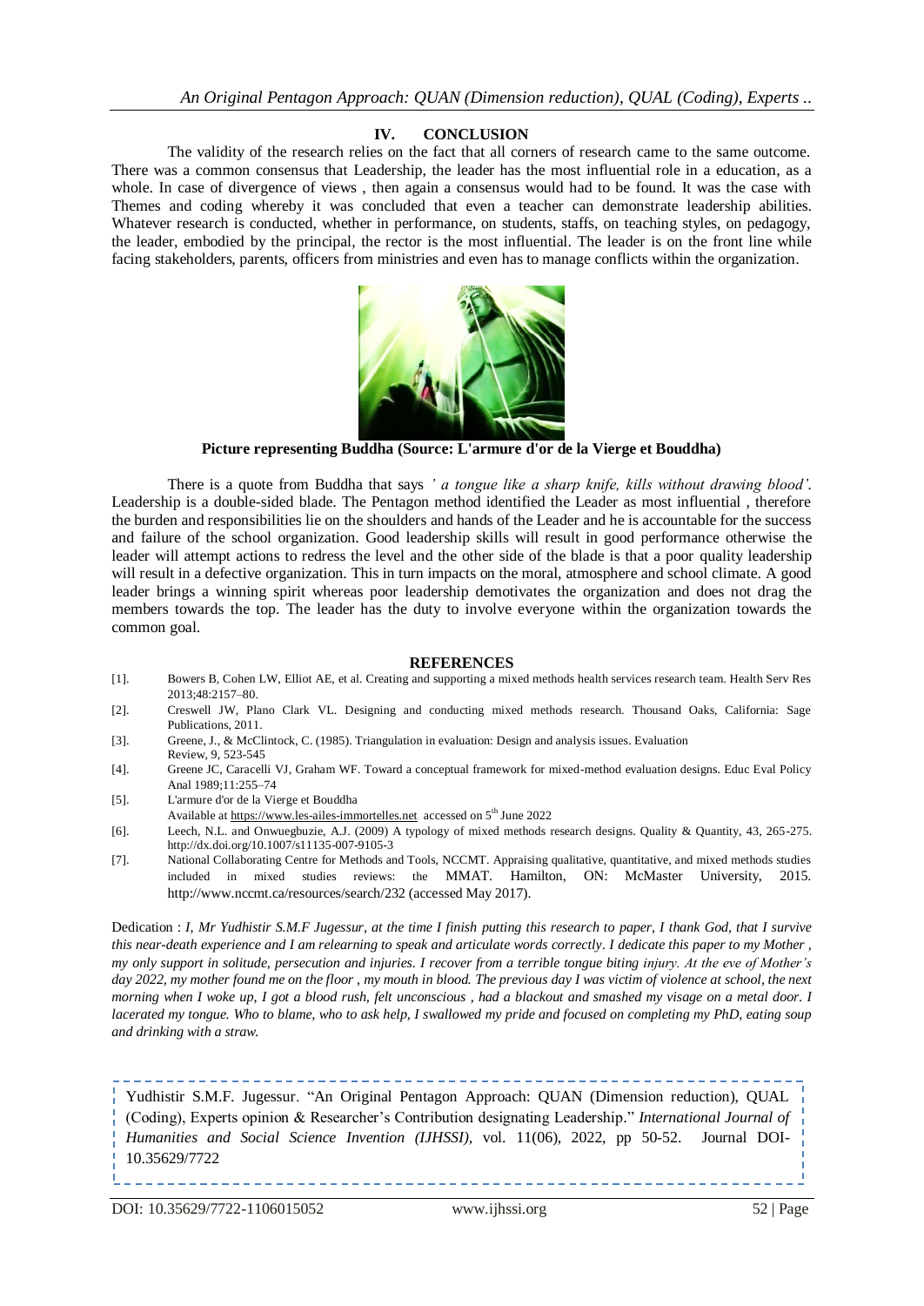## IV. CONCLUSION

The validity of the research relies on the fact that all corners of research came to the same outcome. There was a common consensus that Leadership, the leader has the most influential role in a education, as a whole. In case of divergence of views , then again a consensus would had to be found. It was the case with Themes and coding whereby it was concluded that even a teacher can demonstrate leadership abilities. Whatever research is conducted, whether in performance, on students, staffs, on teaching styles, on pedagogy, the leader, embodied by the principal, the rector is the most influential. The leader is on the front line while facing stakeholders, parents, officers from ministries and even has to manage conflicts within the organization.

**Picture representing Buddha (Source: L'armure d'or de la Vierge et Bouddha)**

There is a quote from Buddha that says *' a tongue like a sharp knife, kills without drawing blood'.* Leadership is a double-sided blade. The Pentagon method identified the Leader as most influential , therefore the burden and responsibilities lie on the shoulders and hands of the Leader and he is accountable for the success and failure of the school organization. Good leadership skills will result in good performance otherwise the leader will attempt actions to redress the level and the other side of the blade is that a poor quality leadership will result in a defective organization. This in turn impacts on the moral, atmosphere and school climate. A good leader brings a winning spirit whereas poor leadership demotivates the organization and does not drag the members towards the top. The leader has the duty to involve everyone within the organization towards the common goal.

## REFERENCES

[1]. Bowers B, Cohen LW, Elliot AE, et al. Creating and supporting a mixed methods health services research team. Health Serv Res 2013;48:2157–80.

[2]. Creswell JW, Plano Clark VL. Designing and conducting mixed methods research. Thousand Oaks, California: Sage Publications, 2011.

[3]. Greene, J., & McClintock, C. (1985). Triangulation in evaluation: Design and analysis issues. Evaluation Review, 9, 523-545

[4]. Greene JC, Caracelli VJ, Graham WF. Toward a conceptual framework for mixed-method evaluation designs. Educ Eval Policy Anal 1989;11:255–74

[5]. L'armure d'or de la Vierge et Bouddha Available at https://www.les-ailes-immortelles.net accessed on 5th June 2022

[6]. Leech, N.L. and Onwuegbuzie, A.J. (2009) A typology of mixed methods research designs. Quality & Quantity, 43, 265-275. http://dx.doi.org/10.1007/s11135-007-9105-3

[7]. National Collaborating Centre for Methods and Tools, NCCMT. Appraising qualitative, quantitative, and mixed methods studies included in mixed studies reviews: the MMAT. Hamilton, ON: McMaster University, 2015. http://www.nccmt.ca/resources/search/232 (accessed May 2017).

Dedication : *I, Mr Yudhistir S.M.F Jugessur, at the time I finish putting this research to paper, I thank God, that I survive this near-death experience and I am relearning to speak and articulate words correctly. I dedicate this paper to my Mother , my only support in solitude, persecution and injuries. I recover from a terrible tongue biting injury. At the eve of Mother's day 2022, my mother found me on the floor , my mouth in blood. The previous day I was victim of violence at school, the next morning when I woke up, I got a blood rush, felt unconscious , had a blackout and smashed my visage on a metal door. I lacerated my tongue. Who to blame, who to ask help, I swallowed my pride and focused on completing my PhD, eating soup and drinking with a straw.*

Yudhistir S.M.F. Jugessur. "An Original Pentagon Approach: QUAN (Dimension reduction), QUAL (Coding), Experts opinion & Researcher's Contribution designating Leadership." *International Journal of Humanities and Social Science Invention (IJHSSI)*, vol. 11(06), 2022, pp 50-52. Journal DOI- 10.35629/7722